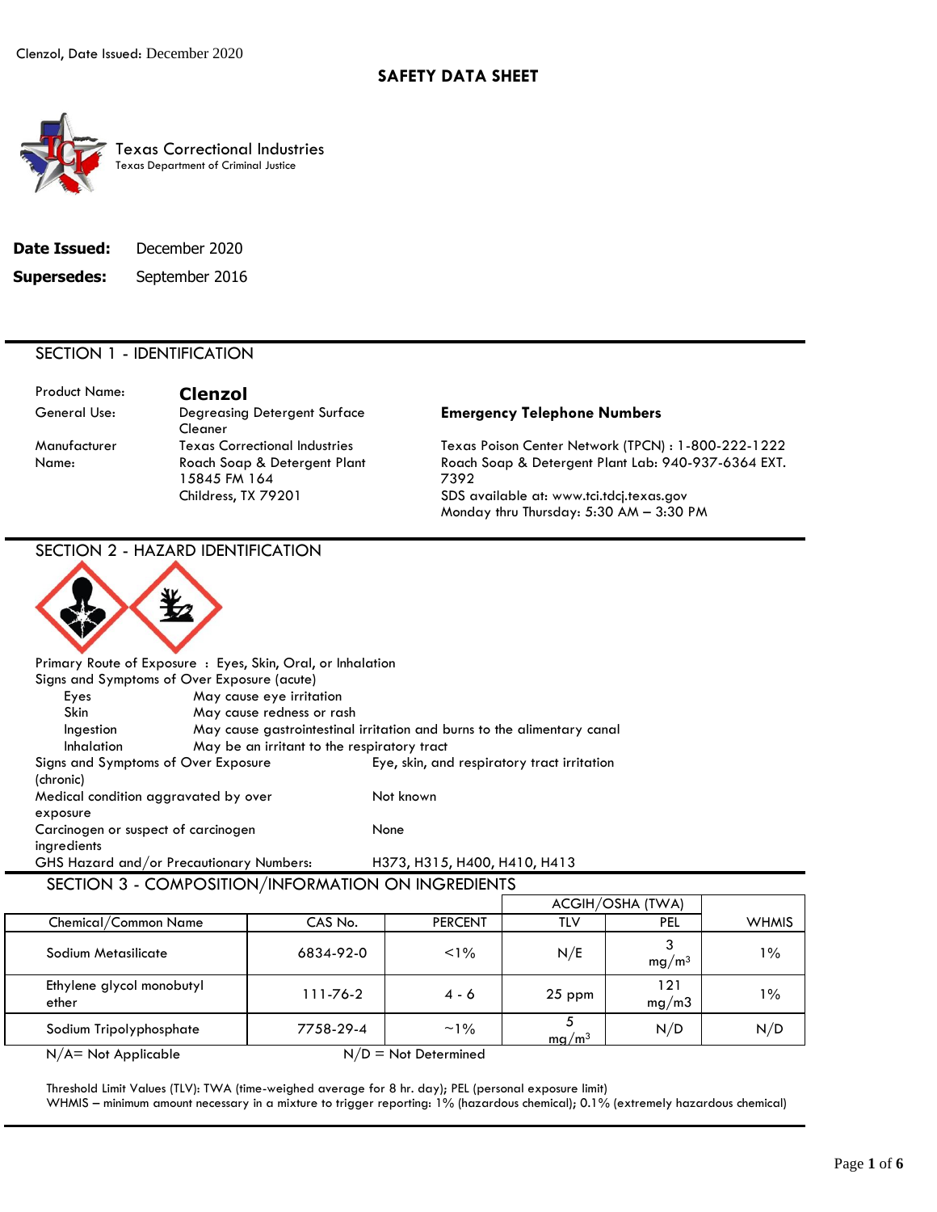**SAFETY DATA SHEET**

Texas Correctional Industries
Texas Department of Criminal Justice

**Date Issued:** December 2020
**Supersedes:** September 2016

## SECTION 1 - IDENTIFICATION

Product Name: **Clenzol**

General Use: Degreasing Detergent Surface Cleaner

Manufacturer Name: Texas Correctional Industries
Roach Soap & Detergent Plant
15845 FM 164
Childress, TX 79201

**Emergency Telephone Numbers**

Texas Poison Center Network (TPCN) : 1-800-222-1222
Roach Soap & Detergent Plant Lab: 940-937-6364 EXT. 7392
SDS available at: www.tci.tdcj.texas.gov
Monday thru Thursday: 5:30 AM – 3:30 PM

## SECTION 2 - HAZARD IDENTIFICATION

Primary Route of Exposure : Eyes, Skin, Oral, or Inhalation

Signs and Symptoms of Over Exposure (acute)

- Eyes: May cause eye irritation
- Skin: May cause redness or rash
- Ingestion: May cause gastrointestinal irritation and burns to the alimentary canal
- Inhalation: May be an irritant to the respiratory tract

Signs and Symptoms of Over Exposure (chronic): Eye, skin, and respiratory tract irritation

Medical condition aggravated by over exposure: Not known

Carcinogen or suspect of carcinogen ingredients: None

GHS Hazard and/or Precautionary Numbers: H373, H315, H400, H410, H413

## SECTION 3 - COMPOSITION/INFORMATION ON INGREDIENTS

| Chemical/Common Name | CAS No. | PERCENT | ACGIH/OSHA (TWA) TLV | ACGIH/OSHA (TWA) PEL | WHMIS |
|---|---|---|---|---|---|
| Sodium Metasilicate | 6834-92-0 | <1% | N/E | 3 $mg/m^3$ | 1% |
| Ethylene glycol monobutyl ether | 111-76-2 | 4 - 6 | 25 ppm | 121 mg/m3 | 1% |
| Sodium Tripolyphosphate | 7758-29-4 | ~1% | 5 $mg/m^3$ | N/D | N/D |

N/A= Not Applicable N/D = Not Determined

Threshold Limit Values (TLV): TWA (time-weighed average for 8 hr. day); PEL (personal exposure limit)
WHMIS – minimum amount necessary in a mixture to trigger reporting: 1% (hazardous chemical); 0.1% (extremely hazardous chemical)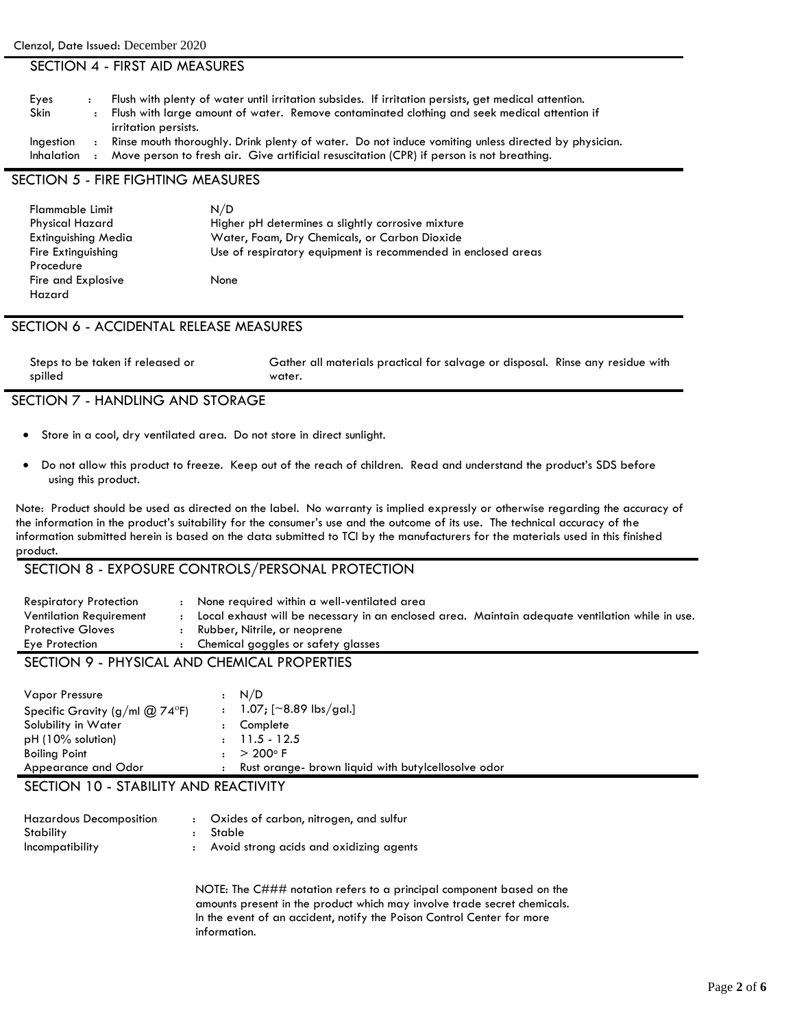## SECTION 4 - FIRST AID MEASURES

| | | |
|---|---|---|
| Eyes | : | Flush with plenty of water until irritation subsides. If irritation persists, get medical attention. |
| Skin | : | Flush with large amount of water. Remove contaminated clothing and seek medical attention if irritation persists. |
| Ingestion | : | Rinse mouth thoroughly. Drink plenty of water. Do not induce vomiting unless directed by physician. |
| Inhalation | : | Move person to fresh air. Give artificial resuscitation (CPR) if person is not breathing. |

## SECTION 5 - FIRE FIGHTING MEASURES

| | |
|---|---|
| Flammable Limit | N/D |
| Physical Hazard | Higher pH determines a slightly corrosive mixture |
| Extinguishing Media | Water, Foam, Dry Chemicals, or Carbon Dioxide |
| Fire Extinguishing Procedure | Use of respiratory equipment is recommended in enclosed areas |
| Fire and Explosive Hazard | None |

## SECTION 6 - ACCIDENTAL RELEASE MEASURES

| | |
|---|---|
| Steps to be taken if released or spilled | Gather all materials practical for salvage or disposal. Rinse any residue with water. |

## SECTION 7 - HANDLING AND STORAGE

- Store in a cool, dry ventilated area. Do not store in direct sunlight.
- Do not allow this product to freeze. Keep out of the reach of children. Read and understand the product's SDS before using this product.

Note: Product should be used as directed on the label. No warranty is implied expressly or otherwise regarding the accuracy of the information in the product's suitability for the consumer's use and the outcome of its use. The technical accuracy of the information submitted herein is based on the data submitted to TCI by the manufacturers for the materials used in this finished product.

## SECTION 8 - EXPOSURE CONTROLS/PERSONAL PROTECTION

| | | |
|---|---|---|
| Respiratory Protection | : | None required within a well-ventilated area |
| Ventilation Requirement | : | Local exhaust will be necessary in an enclosed area. Maintain adequate ventilation while in use. |
| Protective Gloves | : | Rubber, Nitrile, or neoprene |
| Eye Protection | : | Chemical goggles or safety glasses |

## SECTION 9 - PHYSICAL AND CHEMICAL PROPERTIES

| | | |
|---|---|---|
| Vapor Pressure | : | N/D |
| Specific Gravity (g/ml @ 74°F) | : | 1.07; [~8.89 lbs/gal.] |
| Solubility in Water | : | Complete |
| pH (10% solution) | : | 11.5 - 12.5 |
| Boiling Point | : | > 200° F |
| Appearance and Odor | : | Rust orange- brown liquid with butylcellosolve odor |

## SECTION 10 - STABILITY AND REACTIVITY

| | | |
|---|---|---|
| Hazardous Decomposition | : | Oxides of carbon, nitrogen, and sulfur |
| Stability | : | Stable |
| Incompatibility | : | Avoid strong acids and oxidizing agents |

NOTE: The C### notation refers to a principal component based on the amounts present in the product which may involve trade secret chemicals. In the event of an accident, notify the Poison Control Center for more information.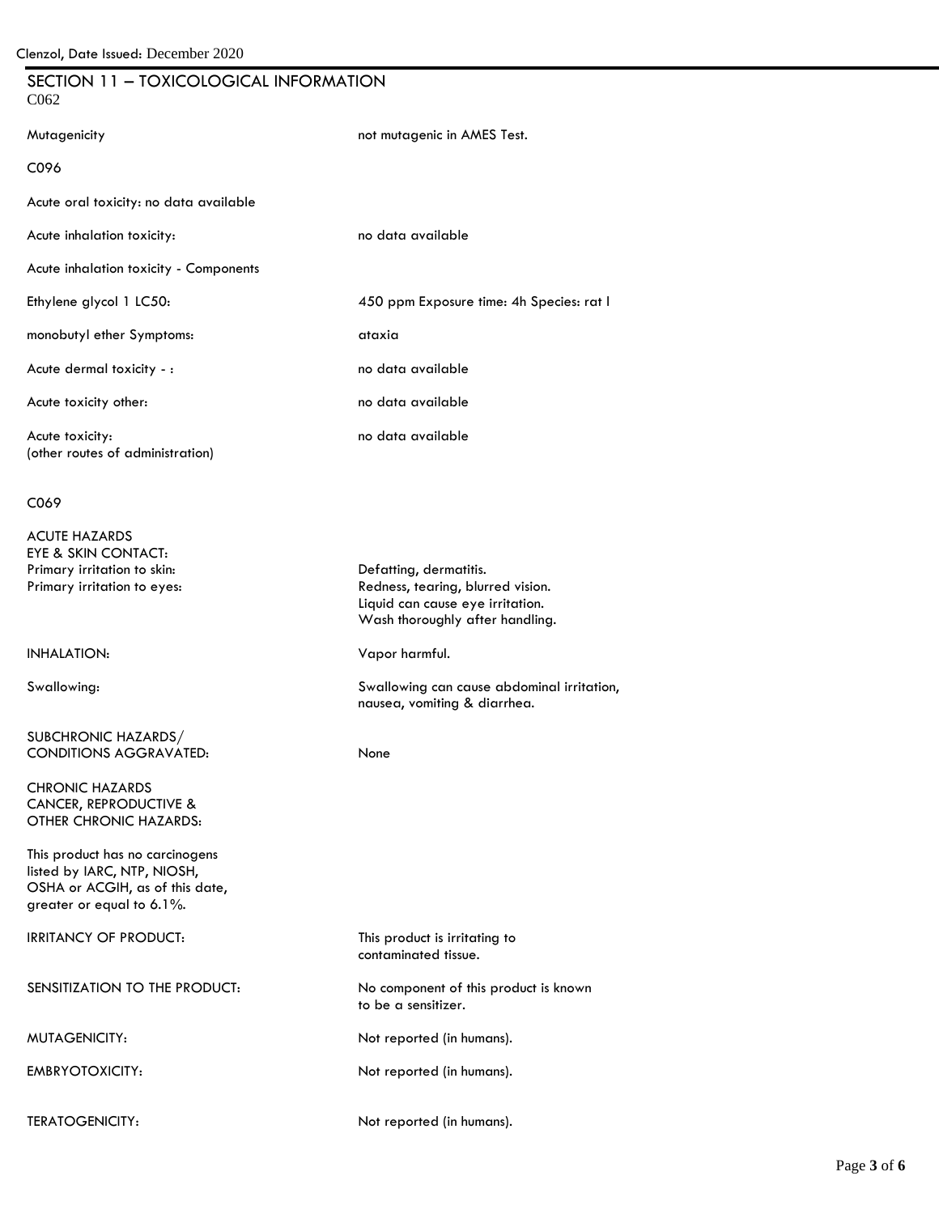## SECTION 11 – TOXICOLOGICAL INFORMATION

C062

| | |
|---|---|
| Mutagenicity | not mutagenic in AMES Test. |

C096

| | |
|---|---|
| Acute oral toxicity: no data available | |
| Acute inhalation toxicity: | no data available |
| Acute inhalation toxicity - Components | |
| Ethylene glycol 1 LC50: | 450 ppm Exposure time: 4h Species: rat l |
| monobutyl ether Symptoms: | ataxia |
| Acute dermal toxicity - : | no data available |
| Acute toxicity other: | no data available |
| Acute toxicity: (other routes of administration) | no data available |

C069

ACUTE HAZARDS
EYE & SKIN CONTACT:

| | |
|---|---|
| Primary irritation to skin: | Defatting, dermatitis. |
| Primary irritation to eyes: | Redness, tearing, blurred vision. Liquid can cause eye irritation. Wash thoroughly after handling. |
| INHALATION: | Vapor harmful. |
| Swallowing: | Swallowing can cause abdominal irritation, nausea, vomiting & diarrhea. |
| SUBCHRONIC HAZARDS/ CONDITIONS AGGRAVATED: | None |

CHRONIC HAZARDS
CANCER, REPRODUCTIVE & OTHER CHRONIC HAZARDS:

This product has no carcinogens listed by IARC, NTP, NIOSH, OSHA or ACGIH, as of this date, greater or equal to 6.1%.

| | |
|---|---|
| IRRITANCY OF PRODUCT: | This product is irritating to contaminated tissue. |
| SENSITIZATION TO THE PRODUCT: | No component of this product is known to be a sensitizer. |
| MUTAGENICITY: | Not reported (in humans). |
| EMBRYOTOXICITY: | Not reported (in humans). |
| TERATOGENICITY: | Not reported (in humans). |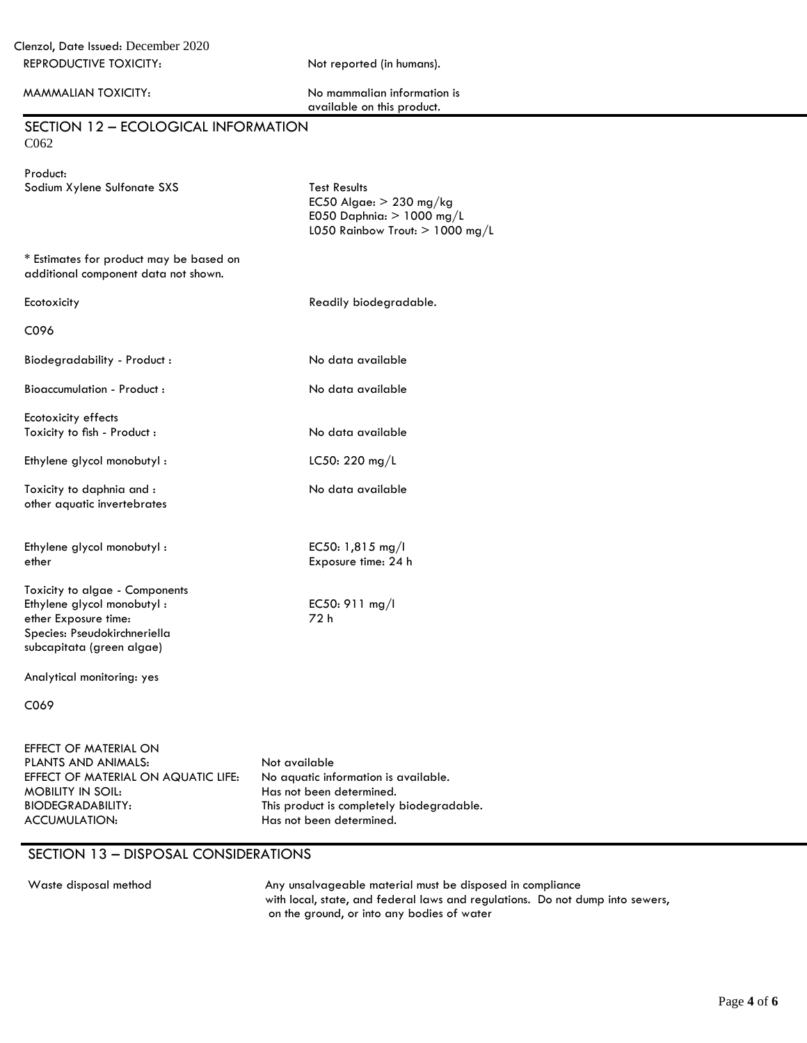Clenzol, Date Issued: December 2020

| | |
|---|---|
| REPRODUCTIVE TOXICITY: | Not reported (in humans). |
| MAMMALIAN TOXICITY: | No mammalian information is available on this product. |

## SECTION 12 – ECOLOGICAL INFORMATION

C062

Product:

| Sodium Xylene Sulfonate SXS | Test Results<br>EC50 Algae: > 230 mg/kg<br>E050 Daphnia: > 1000 mg/L<br>L050 Rainbow Trout: > 1000 mg/L |
|---|---|

* Estimates for product may be based on additional component data not shown.

| | |
|---|---|
| Ecotoxicity | Readily biodegradable. |

C096

| | |
|---|---|
| Biodegradability - Product : | No data available |
| Bioaccumulation - Product : | No data available |
| Ecotoxicity effects<br>Toxicity to fish - Product : | No data available |
| Ethylene glycol monobutyl : | LC50: 220 mg/L |
| Toxicity to daphnia and : other aquatic invertebrates | No data available |
| Ethylene glycol monobutyl : ether | EC50: 1,815 mg/l<br>Exposure time: 24 h |
| Toxicity to algae - Components<br>Ethylene glycol monobutyl : ether Exposure time: Species: Pseudokirchneriella subcapitata (green algae) | EC50: 911 mg/l<br>72 h |

Analytical monitoring: yes

C069

| | |
|---|---|
| EFFECT OF MATERIAL ON PLANTS AND ANIMALS: | Not available |
| EFFECT OF MATERIAL ON AQUATIC LIFE: | No aquatic information is available. |
| MOBILITY IN SOIL: | Has not been determined. |
| BIODEGRADABILITY: | This product is completely biodegradable. |
| ACCUMULATION: | Has not been determined. |

## SECTION 13 – DISPOSAL CONSIDERATIONS

| | |
|---|---|
| Waste disposal method | Any unsalvageable material must be disposed in compliance with local, state, and federal laws and regulations. Do not dump into sewers, on the ground, or into any bodies of water |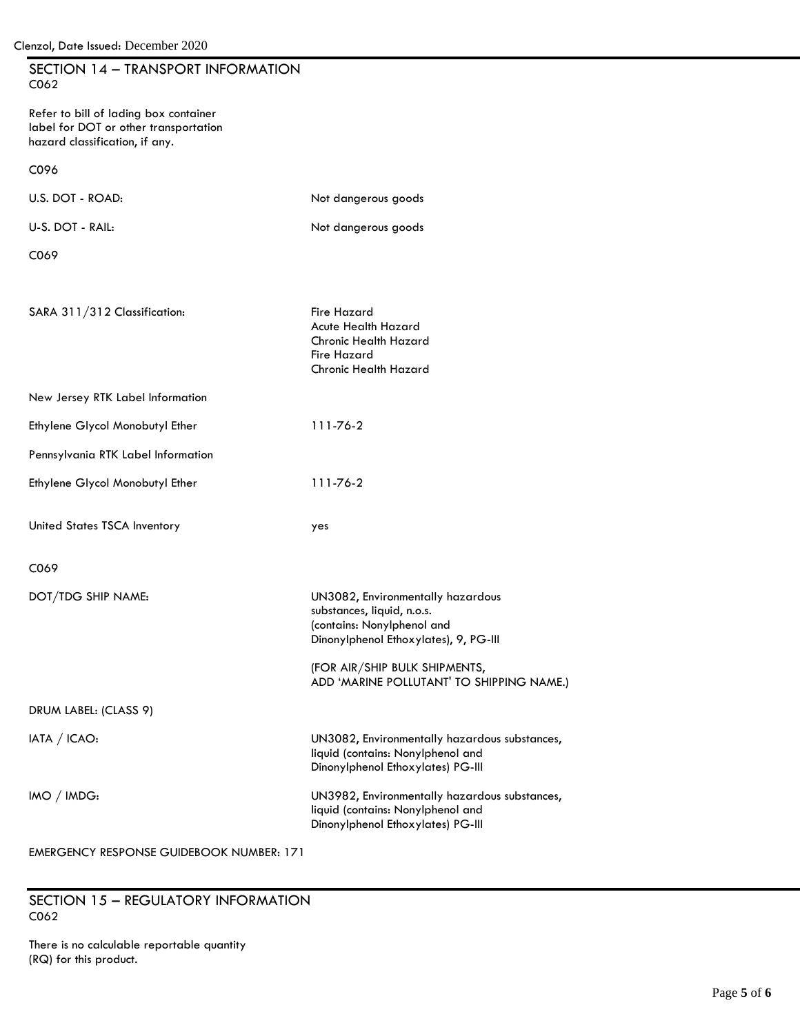## SECTION 14 – TRANSPORT INFORMATION

C062

Refer to bill of lading box container label for DOT or other transportation hazard classification, if any.

C096

| | |
|---|---|
| U.S. DOT - ROAD: | Not dangerous goods |
| U-S. DOT - RAIL: | Not dangerous goods |

C069

| | |
|---|---|
| SARA 311/312 Classification: | Fire Hazard<br>Acute Health Hazard<br>Chronic Health Hazard<br>Fire Hazard<br>Chronic Health Hazard |
| New Jersey RTK Label Information | |
| Ethylene Glycol Monobutyl Ether | 111-76-2 |
| Pennsylvania RTK Label Information | |
| Ethylene Glycol Monobutyl Ether | 111-76-2 |
| United States TSCA Inventory | yes |

C069

| | |
|---|---|
| DOT/TDG SHIP NAME: | UN3082, Environmentally hazardous substances, liquid, n.o.s. (contains: Nonylphenol and Dinonylphenol Ethoxylates), 9, PG-III<br><br>(FOR AIR/SHIP BULK SHIPMENTS, ADD 'MARINE POLLUTANT' TO SHIPPING NAME.) |
| DRUM LABEL: (CLASS 9) | |
| IATA / ICAO: | UN3082, Environmentally hazardous substances, liquid (contains: Nonylphenol and Dinonylphenol Ethoxylates) PG-III |
| IMO / IMDG: | UN3982, Environmentally hazardous substances, liquid (contains: Nonylphenol and Dinonylphenol Ethoxylates) PG-III |

EMERGENCY RESPONSE GUIDEBOOK NUMBER: 171

## SECTION 15 – REGULATORY INFORMATION

C062

There is no calculable reportable quantity (RQ) for this product.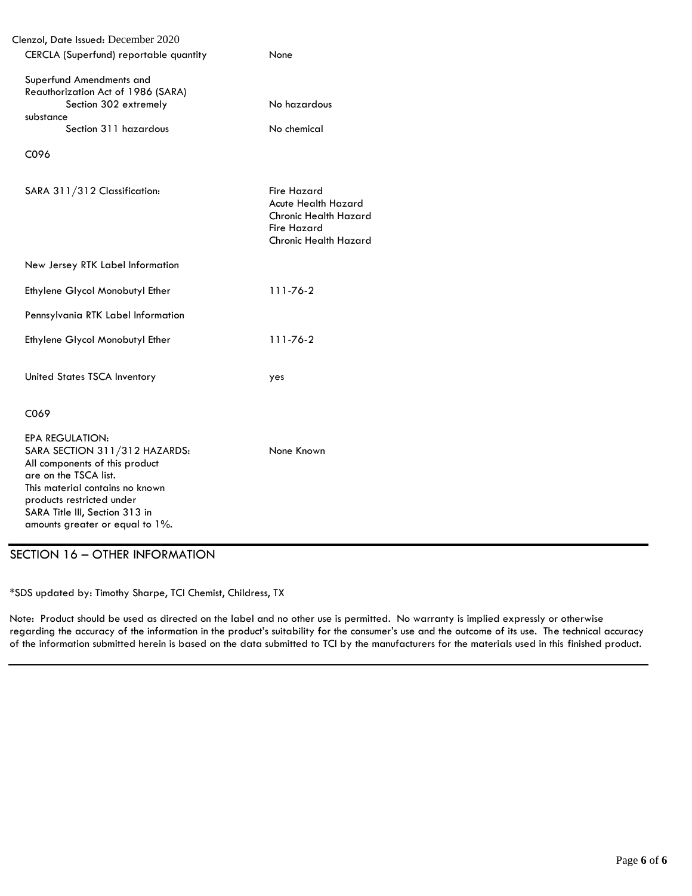Clenzol, Date Issued: December 2020

| | |
|---|---|
| CERCLA (Superfund) reportable quantity | None |
| Superfund Amendments and Reauthorization Act of 1986 (SARA) Section 302 extremely substance | No hazardous |
| Section 311 hazardous | No chemical |

C096

| | |
|---|---|
| SARA 311/312 Classification: | Fire Hazard<br>Acute Health Hazard<br>Chronic Health Hazard<br>Fire Hazard<br>Chronic Health Hazard |
| New Jersey RTK Label Information | |
| Ethylene Glycol Monobutyl Ether | 111-76-2 |
| Pennsylvania RTK Label Information | |
| Ethylene Glycol Monobutyl Ether | 111-76-2 |
| United States TSCA Inventory | yes |

C069

| | |
|---|---|
| EPA REGULATION:<br>SARA SECTION 311/312 HAZARDS:<br>All components of this product are on the TSCA list.<br>This material contains no known products restricted under SARA Title III, Section 313 in amounts greater or equal to 1%. | None Known |

## SECTION 16 – OTHER INFORMATION

*SDS updated by: Timothy Sharpe, TCI Chemist, Childress, TX

Note: Product should be used as directed on the label and no other use is permitted. No warranty is implied expressly or otherwise regarding the accuracy of the information in the product's suitability for the consumer's use and the outcome of its use. The technical accuracy of the information submitted herein is based on the data submitted to TCI by the manufacturers for the materials used in this finished product.